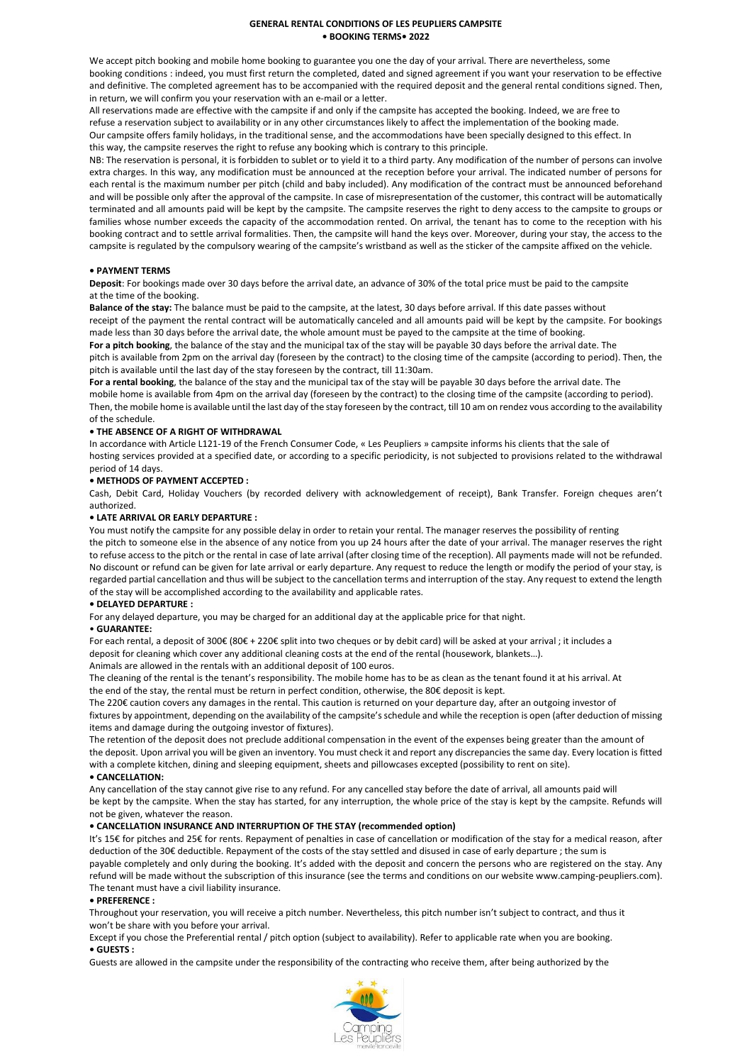# GENERAL RENTAL CONDITIONS OF LES PEUPLIERS CAMPSITE

## • BOOKING TERMS• 2022

We accept pitch booking and mobile home booking to guarantee you one the day of your arrival. There are nevertheless, some booking conditions : indeed, you must first return the completed, dated and signed agreement if you want your reservation to be effective and definitive. The completed agreement has to be accompanied with the required deposit and the general rental conditions signed. Then, in return, we will confirm you your reservation with an e-mail or a letter.

All reservations made are effective with the campsite if and only if the campsite has accepted the booking. Indeed, we are free to refuse a reservation subject to availability or in any other circumstances likely to affect the implementation of the booking made. Our campsite offers family holidays, in the traditional sense, and the accommodations have been specially designed to this effect. In this way, the campsite reserves the right to refuse any booking which is contrary to this principle.

NB: The reservation is personal, it is forbidden to sublet or to yield it to a third party. Any modification of the number of persons can involve extra charges. In this way, any modification must be announced at the reception before your arrival. The indicated number of persons for each rental is the maximum number per pitch (child and baby included). Any modification of the contract must be announced beforehand and will be possible only after the approval of the campsite. In case of misrepresentation of the customer, this contract will be automatically terminated and all amounts paid will be kept by the campsite. The campsite reserves the right to deny access to the campsite to groups or families whose number exceeds the capacity of the accommodation rented. On arrival, the tenant has to come to the reception with his booking contract and to settle arrival formalities. Then, the campsite will hand the keys over. Moreover, during your stay, the access to the campsite is regulated by the compulsory wearing of the campsite's wristband as well as the sticker of the campsite affixed on the vehicle.

### • PAYMENT TERMS

**Deposit**: For bookings made over 30 days before the arrival date, an advance of 30% of the total price must be paid to the campsite at the time of the booking.

**Balance of the stay:** The balance must be paid to the campsite, at the latest, 30 days before arrival. If this date passes without receipt of the payment the rental contract will be automatically canceled and all amounts paid will be kept by the campsite. For bookings made less than 30 days before the arrival date, the whole amount must be payed to the campsite at the time of booking.

**For a pitch booking**, the balance of the stay and the municipal tax of the stay will be payable 30 days before the arrival date. The pitch is available from 2pm on the arrival day (foreseen by the contract) to the closing time of the campsite (according to period). Then, the pitch is available until the last day of the stay foreseen by the contract, till 11:30am.

**For a rental booking**, the balance of the stay and the municipal tax of the stay will be payable 30 days before the arrival date. The mobile home is available from 4pm on the arrival day (foreseen by the contract) to the closing time of the campsite (according to period). Then, the mobile home is available until the last day of the stay foreseen by the contract, till 10 am on rendez vous according to the availability of the schedule.

### • THE ABSENCE OF A RIGHT OF WITHDRAWAL

In accordance with Article L121-19 of the French Consumer Code, « Les Peupliers » campsite informs his clients that the sale of hosting services provided at a specified date, or according to a specific periodicity, is not subjected to provisions related to the withdrawal period of 14 days.

### • METHODS OF PAYMENT ACCEPTED :

Cash, Debit Card, Holiday Vouchers (by recorded delivery with acknowledgement of receipt), Bank Transfer. Foreign cheques aren't authorized.

### • LATE ARRIVAL OR EARLY DEPARTURE :

You must notify the campsite for any possible delay in order to retain your rental. The manager reserves the possibility of renting the pitch to someone else in the absence of any notice from you up 24 hours after the date of your arrival. The manager reserves the right to refuse access to the pitch or the rental in case of late arrival (after closing time of the reception). All payments made will not be refunded. No discount or refund can be given for late arrival or early departure. Any request to reduce the length or modify the period of your stay, is regarded partial cancellation and thus will be subject to the cancellation terms and interruption of the stay. Any request to extend the length of the stay will be accomplished according to the availability and applicable rates.

### • DELAYED DEPARTURE :

For any delayed departure, you may be charged for an additional day at the applicable price for that night.

### • GUARANTEE:

For each rental, a deposit of 300€ (80€ + 220€ split into two cheques or by debit card) will be asked at your arrival ; it includes a deposit for cleaning which cover any additional cleaning costs at the end of the rental (housework, blankets…).

Animals are allowed in the rentals with an additional deposit of 100 euros.

The cleaning of the rental is the tenant's responsibility. The mobile home has to be as clean as the tenant found it at his arrival. At the end of the stay, the rental must be return in perfect condition, otherwise, the 80€ deposit is kept.

The 220€ caution covers any damages in the rental. This caution is returned on your departure day, after an outgoing investor of fixtures by appointment, depending on the availability of the campsite's schedule and while the reception is open (after deduction of missing items and damage during the outgoing investor of fixtures).

The retention of the deposit does not preclude additional compensation in the event of the expenses being greater than the amount of the deposit. Upon arrival you will be given an inventory. You must check it and report any discrepancies the same day. Every location is fitted with a complete kitchen, dining and sleeping equipment, sheets and pillowcases excepted (possibility to rent on site).

### • CANCELLATION:

Any cancellation of the stay cannot give rise to any refund. For any cancelled stay before the date of arrival, all amounts paid will be kept by the campsite. When the stay has started, for any interruption, the whole price of the stay is kept by the campsite. Refunds will not be given, whatever the reason.

### • CANCELLATION INSURANCE AND INTERRUPTION OF THE STAY (recommended option)

It's 15€ for pitches and 25€ for rents. Repayment of penalties in case of cancellation or modification of the stay for a medical reason, after deduction of the 30€ deductible. Repayment of the costs of the stay settled and disused in case of early departure ; the sum is payable completely and only during the booking. It's added with the deposit and concern the persons who are registered on the stay. Any refund will be made without the subscription of this insurance (see the terms and conditions on our website www.camping-peupliers.com). The tenant must have a civil liability insurance.

### • PREFERENCE :

Throughout your reservation, you will receive a pitch number. Nevertheless, this pitch number isn't subject to contract, and thus it won't be share with you before your arrival.

Except if you chose the Preferential rental / pitch option (subject to availability). Refer to applicable rate when you are booking.

### • GUESTS :

Guests are allowed in the campsite under the responsibility of the contracting who receive them, after being authorized by the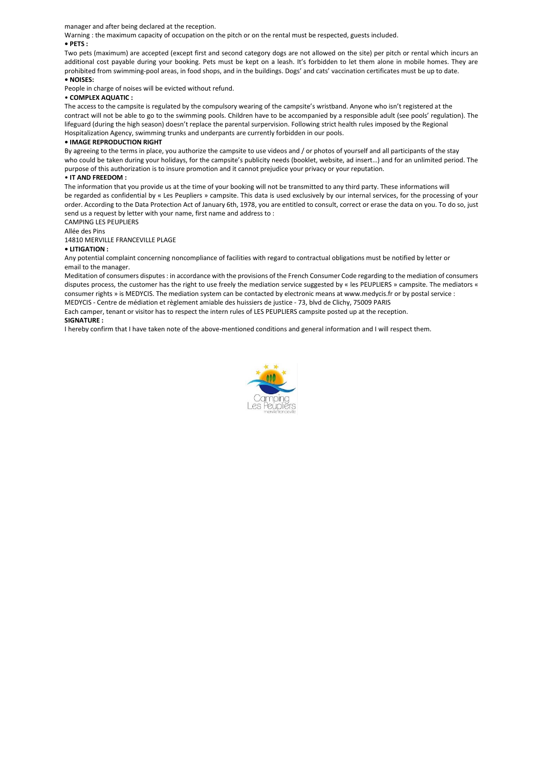manager and after being declared at the reception.

Warning : the maximum capacity of occupation on the pitch or on the rental must be respected, guests included.

**• PETS :**

Two pets (maximum) are accepted (except first and second category dogs are not allowed on the site) per pitch or rental which incurs an additional cost payable during your booking. Pets must be kept on a leash. It's forbidden to let them alone in mobile homes. They are prohibited from swimming-pool areas, in food shops, and in the buildings. Dogs' and cats' vaccination certificates must be up to date.

**• NOISES:**

People in charge of noises will be evicted without refund.

**• COMPLEX AQUATIC :**

The access to the campsite is regulated by the compulsory wearing of the campsite's wristband. Anyone who isn't registered at the contract will not be able to go to the swimming pools. Children have to be accompanied by a responsible adult (see pools' regulation). The lifeguard (during the high season) doesn't replace the parental surpervision. Following strict health rules imposed by the Regional Hospitalization Agency, swimming trunks and underpants are currently forbidden in our pools.

**• IMAGE REPRODUCTION RIGHT**

By agreeing to the terms in place, you authorize the campsite to use videos and / or photos of yourself and all participants of the stay who could be taken during your holidays, for the campsite's publicity needs (booklet, website, ad insert…) and for an unlimited period. The purpose of this authorization is to insure promotion and it cannot prejudice your privacy or your reputation.

**• IT AND FREEDOM :**

The information that you provide us at the time of your booking will not be transmitted to any third party. These informations will be regarded as confidential by « Les Peupliers » campsite. This data is used exclusively by our internal services, for the processing of your order. According to the Data Protection Act of January 6th, 1978, you are entitled to consult, correct or erase the data on you. To do so, just send us a request by letter with your name, first name and address to :

CAMPING LES PEUPLIERS

Allée des Pins

14810 MERVILLE FRANCEVILLE PLAGE

**• LITIGATION :**

Any potential complaint concerning noncompliance of facilities with regard to contractual obligations must be notified by letter or email to the manager.

Meditation of consumers disputes : in accordance with the provisions of the French Consumer Code regarding to the mediation of consumers disputes process, the customer has the right to use freely the mediation service suggested by « les PEUPLIERS » campsite. The mediators « consumer rights » is MEDYCIS. The mediation system can be contacted by electronic means at www.medycis.fr or by postal service :

MEDYCIS - Centre de médiation et règlement amiable des huissiers de justice - 73, blvd de Clichy, 75009 PARIS

Each camper, tenant or visitor has to respect the intern rules of LES PEUPLIERS campsite posted up at the reception.

**SIGNATURE :**

I hereby confirm that I have taken note of the above-mentioned conditions and general information and I will respect them.

Camping Les Peupliers merville franceville